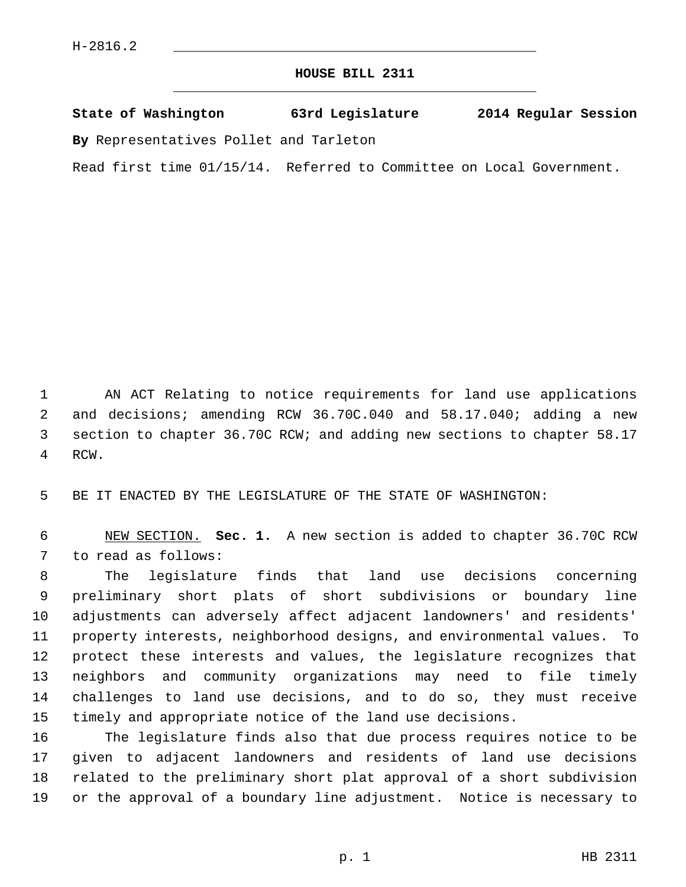H-2816.2

# HOUSE BILL 2311

**State of Washington 63rd Legislature 2014 Regular Session**

**By** Representatives Pollet and Tarleton

Read first time 01/15/14. Referred to Committee on Local Government.

AN ACT Relating to notice requirements for land use applications and decisions; amending RCW 36.70C.040 and 58.17.040; adding a new section to chapter 36.70C RCW; and adding new sections to chapter 58.17 RCW.

BE IT ENACTED BY THE LEGISLATURE OF THE STATE OF WASHINGTON:

NEW SECTION. **Sec. 1.** A new section is added to chapter 36.70C RCW to read as follows:

The legislature finds that land use decisions concerning preliminary short plats of short subdivisions or boundary line adjustments can adversely affect adjacent landowners' and residents' property interests, neighborhood designs, and environmental values. To protect these interests and values, the legislature recognizes that neighbors and community organizations may need to file timely challenges to land use decisions, and to do so, they must receive timely and appropriate notice of the land use decisions.

The legislature finds also that due process requires notice to be given to adjacent landowners and residents of land use decisions related to the preliminary short plat approval of a short subdivision or the approval of a boundary line adjustment. Notice is necessary to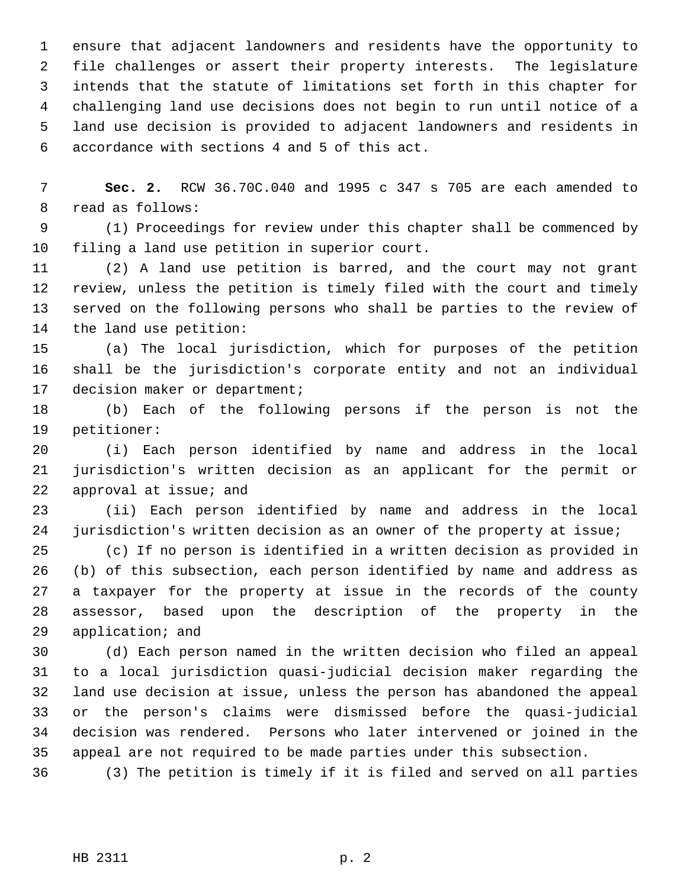ensure that adjacent landowners and residents have the opportunity to file challenges or assert their property interests. The legislature intends that the statute of limitations set forth in this chapter for challenging land use decisions does not begin to run until notice of a land use decision is provided to adjacent landowners and residents in accordance with sections 4 and 5 of this act.

**Sec. 2.** RCW 36.70C.040 and 1995 c 347 s 705 are each amended to read as follows:

(1) Proceedings for review under this chapter shall be commenced by filing a land use petition in superior court.

(2) A land use petition is barred, and the court may not grant review, unless the petition is timely filed with the court and timely served on the following persons who shall be parties to the review of the land use petition:

(a) The local jurisdiction, which for purposes of the petition shall be the jurisdiction's corporate entity and not an individual decision maker or department;

(b) Each of the following persons if the person is not the petitioner:

(i) Each person identified by name and address in the local jurisdiction's written decision as an applicant for the permit or approval at issue; and

(ii) Each person identified by name and address in the local jurisdiction's written decision as an owner of the property at issue;

(c) If no person is identified in a written decision as provided in (b) of this subsection, each person identified by name and address as a taxpayer for the property at issue in the records of the county assessor, based upon the description of the property in the application; and

(d) Each person named in the written decision who filed an appeal to a local jurisdiction quasi-judicial decision maker regarding the land use decision at issue, unless the person has abandoned the appeal or the person's claims were dismissed before the quasi-judicial decision was rendered. Persons who later intervened or joined in the appeal are not required to be made parties under this subsection.

(3) The petition is timely if it is filed and served on all parties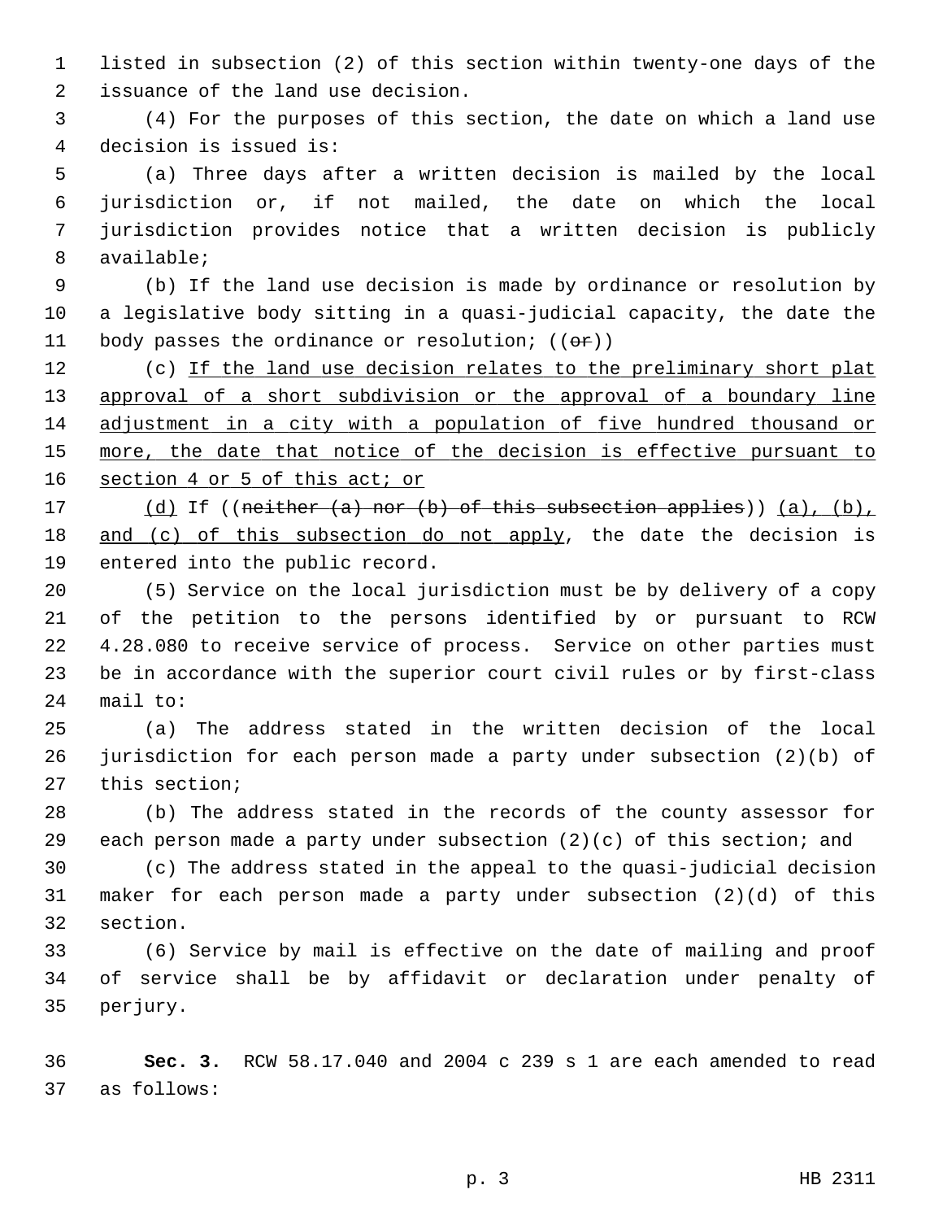listed in subsection (2) of this section within twenty-one days of the issuance of the land use decision.

(4) For the purposes of this section, the date on which a land use decision is issued is:

(a) Three days after a written decision is mailed by the local jurisdiction or, if not mailed, the date on which the local jurisdiction provides notice that a written decision is publicly available;

(b) If the land use decision is made by ordinance or resolution by a legislative body sitting in a quasi-judicial capacity, the date the body passes the ordinance or resolution; ((~~or~~))

(c) <u>If the land use decision relates to the preliminary short plat approval of a short subdivision or the approval of a boundary line adjustment in a city with a population of five hundred thousand or more, the date that notice of the decision is effective pursuant to section 4 or 5 of this act; or</u>

<u>(d)</u> If ((~~neither (a) nor (b) of this subsection applies~~)) <u>(a), (b), and (c) of this subsection do not apply</u>, the date the decision is entered into the public record.

(5) Service on the local jurisdiction must be by delivery of a copy of the petition to the persons identified by or pursuant to RCW 4.28.080 to receive service of process. Service on other parties must be in accordance with the superior court civil rules or by first-class mail to:

(a) The address stated in the written decision of the local jurisdiction for each person made a party under subsection (2)(b) of this section;

(b) The address stated in the records of the county assessor for each person made a party under subsection (2)(c) of this section; and

(c) The address stated in the appeal to the quasi-judicial decision maker for each person made a party under subsection (2)(d) of this section.

(6) Service by mail is effective on the date of mailing and proof of service shall be by affidavit or declaration under penalty of perjury.

**Sec. 3.** RCW 58.17.040 and 2004 c 239 s 1 are each amended to read as follows: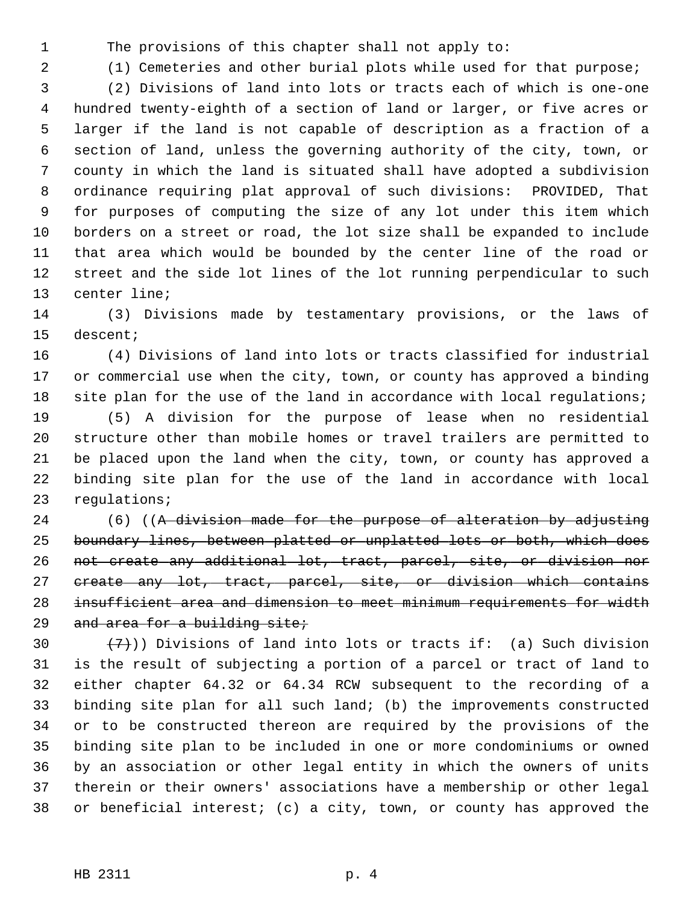The provisions of this chapter shall not apply to:

(1) Cemeteries and other burial plots while used for that purpose;

(2) Divisions of land into lots or tracts each of which is one-one hundred twenty-eighth of a section of land or larger, or five acres or larger if the land is not capable of description as a fraction of a section of land, unless the governing authority of the city, town, or county in which the land is situated shall have adopted a subdivision ordinance requiring plat approval of such divisions: PROVIDED, That for purposes of computing the size of any lot under this item which borders on a street or road, the lot size shall be expanded to include that area which would be bounded by the center line of the road or street and the side lot lines of the lot running perpendicular to such center line;

(3) Divisions made by testamentary provisions, or the laws of descent;

(4) Divisions of land into lots or tracts classified for industrial or commercial use when the city, town, or county has approved a binding site plan for the use of the land in accordance with local regulations;

(5) A division for the purpose of lease when no residential structure other than mobile homes or travel trailers are permitted to be placed upon the land when the city, town, or county has approved a binding site plan for the use of the land in accordance with local regulations;

(6) ((~~A division made for the purpose of alteration by adjusting boundary lines, between platted or unplatted lots or both, which does not create any additional lot, tract, parcel, site, or division nor create any lot, tract, parcel, site, or division which contains insufficient area and dimension to meet minimum requirements for width and area for a building site;~~

~~(7)~~)) Divisions of land into lots or tracts if: (a) Such division is the result of subjecting a portion of a parcel or tract of land to either chapter 64.32 or 64.34 RCW subsequent to the recording of a binding site plan for all such land; (b) the improvements constructed or to be constructed thereon are required by the provisions of the binding site plan to be included in one or more condominiums or owned by an association or other legal entity in which the owners of units therein or their owners' associations have a membership or other legal or beneficial interest; (c) a city, town, or county has approved the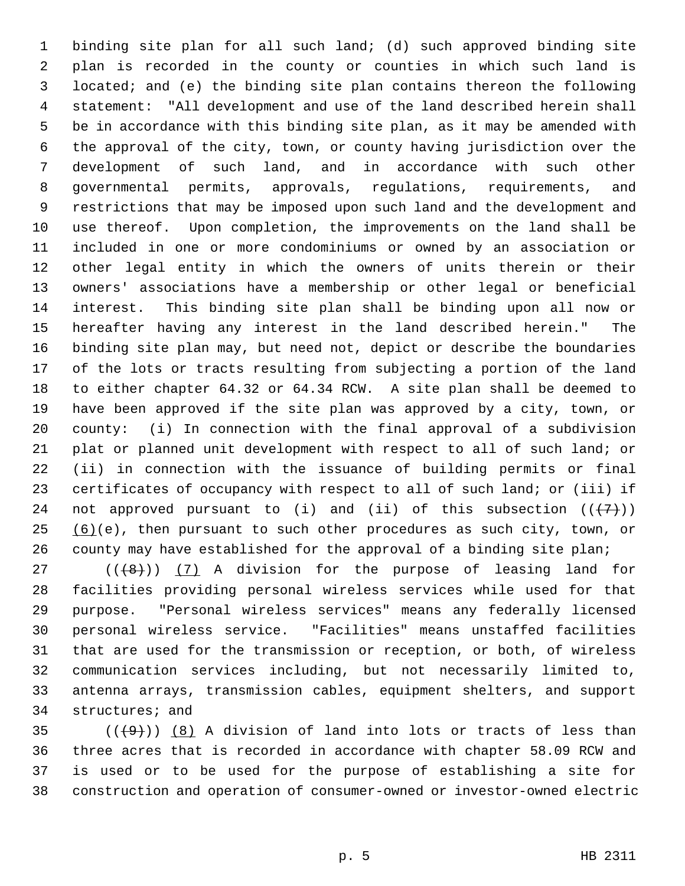binding site plan for all such land; (d) such approved binding site plan is recorded in the county or counties in which such land is located; and (e) the binding site plan contains thereon the following statement: "All development and use of the land described herein shall be in accordance with this binding site plan, as it may be amended with the approval of the city, town, or county having jurisdiction over the development of such land, and in accordance with such other governmental permits, approvals, regulations, requirements, and restrictions that may be imposed upon such land and the development and use thereof. Upon completion, the improvements on the land shall be included in one or more condominiums or owned by an association or other legal entity in which the owners of units therein or their owners' associations have a membership or other legal or beneficial interest. This binding site plan shall be binding upon all now or hereafter having any interest in the land described herein." The binding site plan may, but need not, depict or describe the boundaries of the lots or tracts resulting from subjecting a portion of the land to either chapter 64.32 or 64.34 RCW. A site plan shall be deemed to have been approved if the site plan was approved by a city, town, or county: (i) In connection with the final approval of a subdivision plat or planned unit development with respect to all of such land; or (ii) in connection with the issuance of building permits or final certificates of occupancy with respect to all of such land; or (iii) if not approved pursuant to (i) and (ii) of this subsection ((~~(7)~~)) <u>(6)</u>(e), then pursuant to such other procedures as such city, town, or county may have established for the approval of a binding site plan;

((~~(8)~~)) <u>(7)</u> A division for the purpose of leasing land for facilities providing personal wireless services while used for that purpose. "Personal wireless services" means any federally licensed personal wireless service. "Facilities" means unstaffed facilities that are used for the transmission or reception, or both, of wireless communication services including, but not necessarily limited to, antenna arrays, transmission cables, equipment shelters, and support structures; and

((~~(9)~~)) <u>(8)</u> A division of land into lots or tracts of less than three acres that is recorded in accordance with chapter 58.09 RCW and is used or to be used for the purpose of establishing a site for construction and operation of consumer-owned or investor-owned electric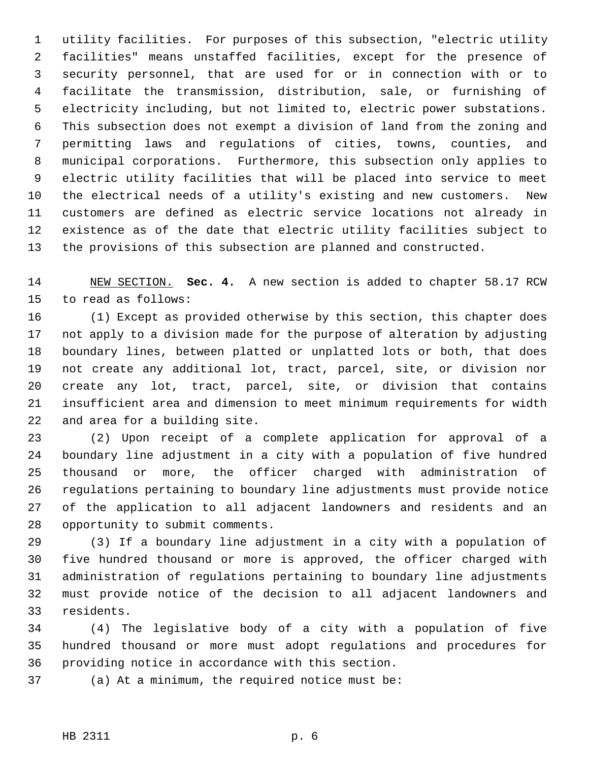utility facilities. For purposes of this subsection, "electric utility facilities" means unstaffed facilities, except for the presence of security personnel, that are used for or in connection with or to facilitate the transmission, distribution, sale, or furnishing of electricity including, but not limited to, electric power substations. This subsection does not exempt a division of land from the zoning and permitting laws and regulations of cities, towns, counties, and municipal corporations. Furthermore, this subsection only applies to electric utility facilities that will be placed into service to meet the electrical needs of a utility's existing and new customers. New customers are defined as electric service locations not already in existence as of the date that electric utility facilities subject to the provisions of this subsection are planned and constructed.

NEW SECTION. **Sec. 4.** A new section is added to chapter 58.17 RCW to read as follows:

(1) Except as provided otherwise by this section, this chapter does not apply to a division made for the purpose of alteration by adjusting boundary lines, between platted or unplatted lots or both, that does not create any additional lot, tract, parcel, site, or division nor create any lot, tract, parcel, site, or division that contains insufficient area and dimension to meet minimum requirements for width and area for a building site.

(2) Upon receipt of a complete application for approval of a boundary line adjustment in a city with a population of five hundred thousand or more, the officer charged with administration of regulations pertaining to boundary line adjustments must provide notice of the application to all adjacent landowners and residents and an opportunity to submit comments.

(3) If a boundary line adjustment in a city with a population of five hundred thousand or more is approved, the officer charged with administration of regulations pertaining to boundary line adjustments must provide notice of the decision to all adjacent landowners and residents.

(4) The legislative body of a city with a population of five hundred thousand or more must adopt regulations and procedures for providing notice in accordance with this section.

(a) At a minimum, the required notice must be: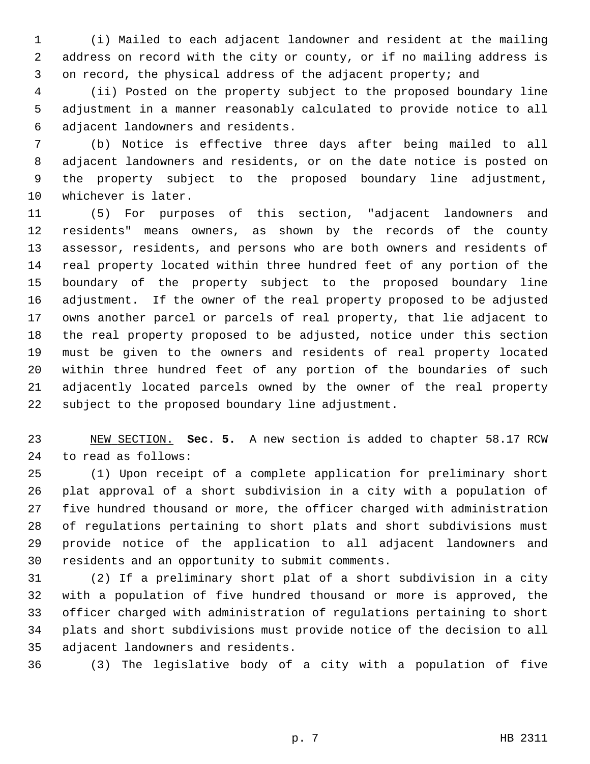(i) Mailed to each adjacent landowner and resident at the mailing address on record with the city or county, or if no mailing address is on record, the physical address of the adjacent property; and

(ii) Posted on the property subject to the proposed boundary line adjustment in a manner reasonably calculated to provide notice to all adjacent landowners and residents.

(b) Notice is effective three days after being mailed to all adjacent landowners and residents, or on the date notice is posted on the property subject to the proposed boundary line adjustment, whichever is later.

(5) For purposes of this section, "adjacent landowners and residents" means owners, as shown by the records of the county assessor, residents, and persons who are both owners and residents of real property located within three hundred feet of any portion of the boundary of the property subject to the proposed boundary line adjustment. If the owner of the real property proposed to be adjusted owns another parcel or parcels of real property, that lie adjacent to the real property proposed to be adjusted, notice under this section must be given to the owners and residents of real property located within three hundred feet of any portion of the boundaries of such adjacently located parcels owned by the owner of the real property subject to the proposed boundary line adjustment.

NEW SECTION. **Sec. 5.** A new section is added to chapter 58.17 RCW to read as follows:

(1) Upon receipt of a complete application for preliminary short plat approval of a short subdivision in a city with a population of five hundred thousand or more, the officer charged with administration of regulations pertaining to short plats and short subdivisions must provide notice of the application to all adjacent landowners and residents and an opportunity to submit comments.

(2) If a preliminary short plat of a short subdivision in a city with a population of five hundred thousand or more is approved, the officer charged with administration of regulations pertaining to short plats and short subdivisions must provide notice of the decision to all adjacent landowners and residents.

(3) The legislative body of a city with a population of five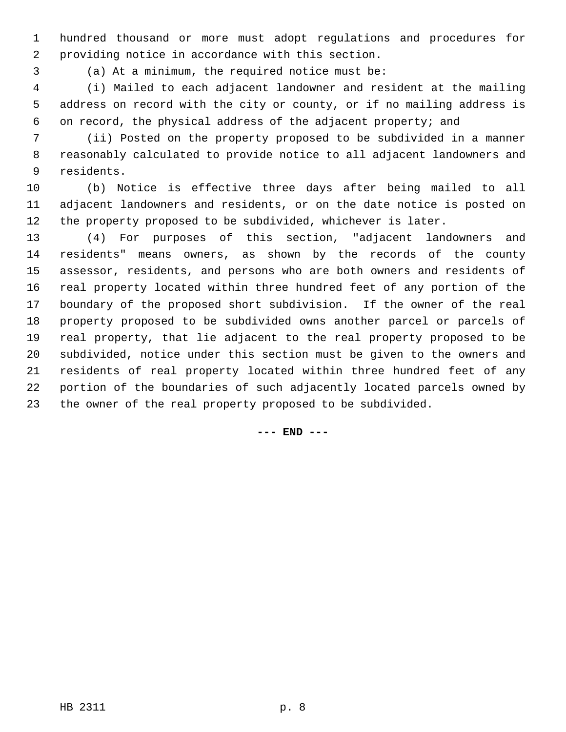hundred thousand or more must adopt regulations and procedures for providing notice in accordance with this section.

(a) At a minimum, the required notice must be:

(i) Mailed to each adjacent landowner and resident at the mailing address on record with the city or county, or if no mailing address is on record, the physical address of the adjacent property; and

(ii) Posted on the property proposed to be subdivided in a manner reasonably calculated to provide notice to all adjacent landowners and residents.

(b) Notice is effective three days after being mailed to all adjacent landowners and residents, or on the date notice is posted on the property proposed to be subdivided, whichever is later.

(4) For purposes of this section, "adjacent landowners and residents" means owners, as shown by the records of the county assessor, residents, and persons who are both owners and residents of real property located within three hundred feet of any portion of the boundary of the proposed short subdivision. If the owner of the real property proposed to be subdivided owns another parcel or parcels of real property, that lie adjacent to the real property proposed to be subdivided, notice under this section must be given to the owners and residents of real property located within three hundred feet of any portion of the boundaries of such adjacently located parcels owned by the owner of the real property proposed to be subdivided.

**--- END ---**